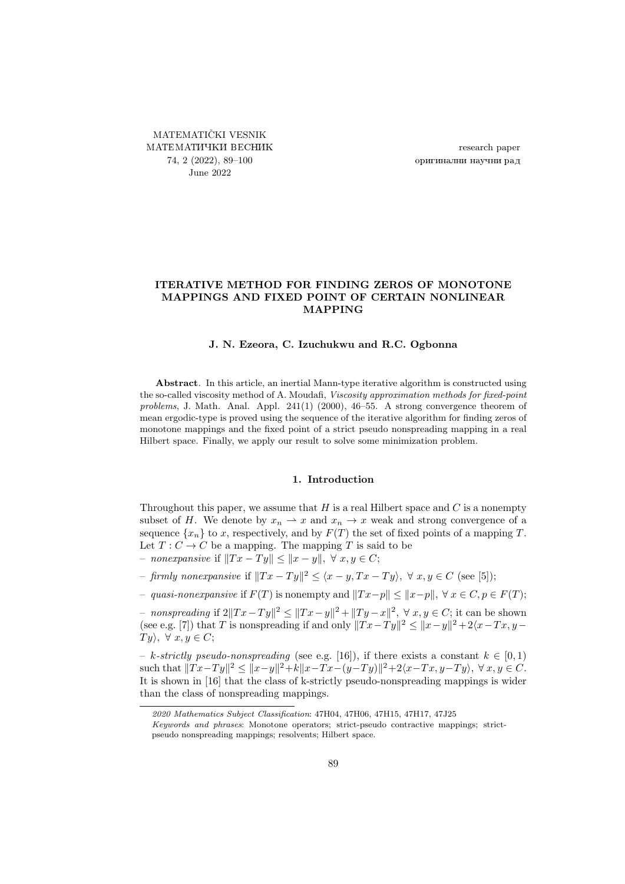# ITERATIVE METHOD FOR FINDING ZEROS OF MONOTONE MAPPINGS AND FIXED POINT OF CERTAIN NONLINEAR MAPPING

**J. N. Ezeora, C. Izuchukwu and R.C. Ogbonna**

**Abstract**. In this article, an inertial Mann-type iterative algorithm is constructed using the so-called viscosity method of A. Moudafi, *Viscosity approximation methods for fixed-point problems*, J. Math. Anal. Appl. 241(1) (2000), 46–55. A strong convergence theorem of mean ergodic-type is proved using the sequence of the iterative algorithm for finding zeros of monotone mappings and the fixed point of a strict pseudo nonspreading mapping in a real Hilbert space. Finally, we apply our result to solve some minimization problem.

## 1. Introduction

Throughout this paper, we assume that $H$ is a real Hilbert space and $C$ is a nonempty subset of $H$. We denote by $x_n \rightharpoonup x$ and $x_n \to x$ weak and strong convergence of a sequence $\{x_n\}$ to $x$, respectively, and by $F(T)$ the set of fixed points of a mapping $T$. Let $T : C \to C$ be a mapping. The mapping $T$ is said to be

– *nonexpansive* if $\|Tx - Ty\| \leq \|x - y\|,\ \forall\ x, y \in C$;

– *firmly nonexpansive* if $\|Tx - Ty\|^2 \leq \langle x - y, Tx - Ty\rangle,\ \forall\ x, y \in C$ (see [5]);

– *quasi-nonexpansive* if $F(T)$ is nonempty and $\|Tx-p\| \leq \|x-p\|,\ \forall\ x \in C, p \in F(T)$;

– *nonspreading* if $2\|Tx-Ty\|^2 \leq \|Tx-y\|^2+\|Ty-x\|^2,\ \forall\ x, y \in C$; it can be shown (see e.g. [7]) that $T$ is nonspreading if and only $\|Tx-Ty\|^2 \leq \|x-y\|^2+2\langle x-Tx, y-Ty\rangle,\ \forall\ x, y \in C$;

– *k-strictly pseudo-nonspreading* (see e.g. [16]), if there exists a constant $k \in [0, 1)$ such that $\|Tx-Ty\|^2 \leq \|x-y\|^2+k\|x-Tx-(y-Ty)\|^2+2\langle x-Tx, y-Ty\rangle,\ \forall\ x, y \in C$. It is shown in [16] that the class of k-strictly pseudo-nonspreading mappings is wider than the class of nonspreading mappings.

---

*2020 Mathematics Subject Classification*: 47H04, 47H06, 47H15, 47H17, 47J25

*Keywords and phrases*: Monotone operators; strict-pseudo contractive mappings; strict-pseudo nonspreading mappings; resolvents; Hilbert space.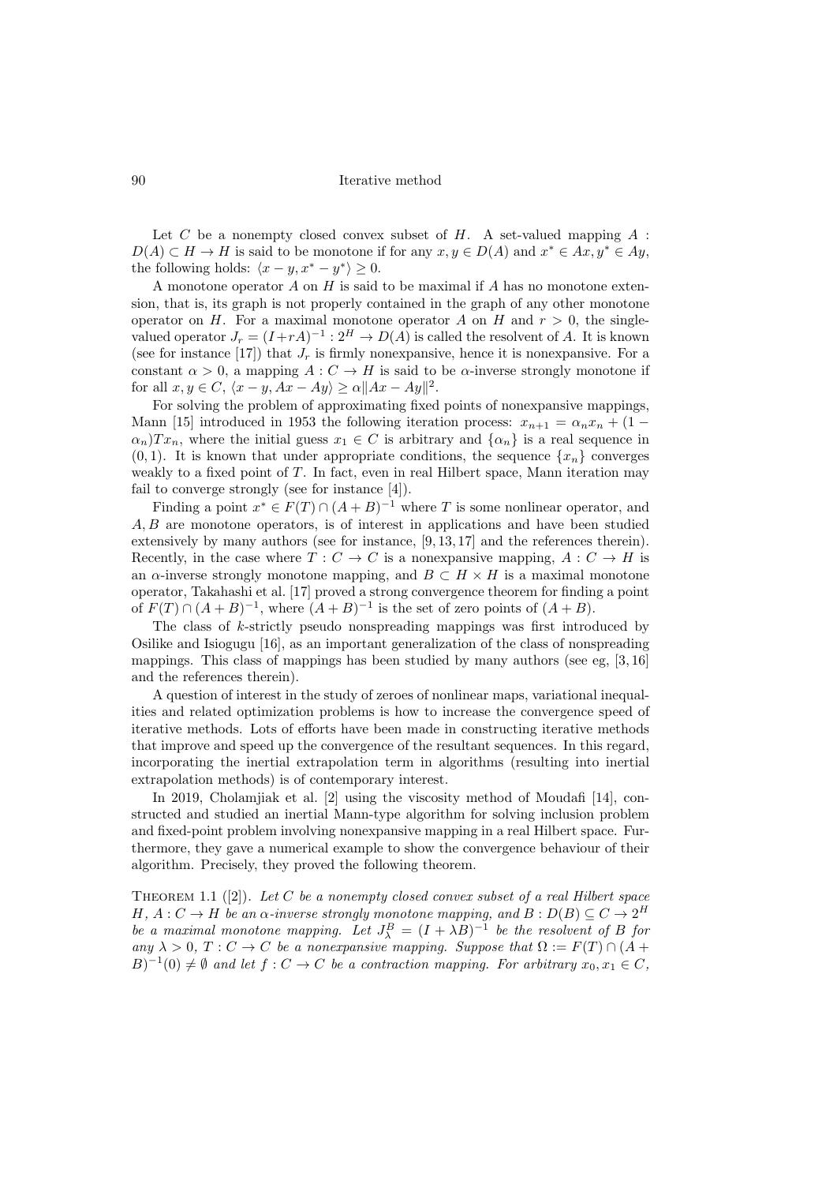Let $C$ be a nonempty closed convex subset of $H$. A set-valued mapping $A : D(A) \subset H \to H$ is said to be monotone if for any $x, y \in D(A)$ and $x^* \in Ax, y^* \in Ay$, the following holds: $\langle x - y, x^* - y^* \rangle \geq 0$.

A monotone operator $A$ on $H$ is said to be maximal if $A$ has no monotone extension, that is, its graph is not properly contained in the graph of any other monotone operator on $H$. For a maximal monotone operator $A$ on $H$ and $r > 0$, the single-valued operator $J_r = (I + rA)^{-1} : 2^H \to D(A)$ is called the resolvent of $A$. It is known (see for instance [17]) that $J_r$ is firmly nonexpansive, hence it is nonexpansive. For a constant $\alpha > 0$, a mapping $A : C \to H$ is said to be $\alpha$-inverse strongly monotone if for all $x, y \in C$, $\langle x - y, Ax - Ay \rangle \geq \alpha \|Ax - Ay\|^2$.

For solving the problem of approximating fixed points of nonexpansive mappings, Mann [15] introduced in 1953 the following iteration process: $x_{n+1} = \alpha_n x_n + (1 - \alpha_n)Tx_n$, where the initial guess $x_1 \in C$ is arbitrary and $\{\alpha_n\}$ is a real sequence in $(0, 1)$. It is known that under appropriate conditions, the sequence $\{x_n\}$ converges weakly to a fixed point of $T$. In fact, even in real Hilbert space, Mann iteration may fail to converge strongly (see for instance [4]).

Finding a point $x^* \in F(T) \cap (A + B)^{-1}$ where $T$ is some nonlinear operator, and $A, B$ are monotone operators, is of interest in applications and have been studied extensively by many authors (see for instance, [9, 13, 17] and the references therein). Recently, in the case where $T : C \to C$ is a nonexpansive mapping, $A : C \to H$ is an $\alpha$-inverse strongly monotone mapping, and $B \subset H \times H$ is a maximal monotone operator, Takahashi et al. [17] proved a strong convergence theorem for finding a point of $F(T) \cap (A + B)^{-1}$, where $(A + B)^{-1}$ is the set of zero points of $(A + B)$.

The class of $k$-strictly pseudo nonspreading mappings was first introduced by Osilike and Isiogugu [16], as an important generalization of the class of nonspreading mappings. This class of mappings has been studied by many authors (see eg, [3, 16] and the references therein).

A question of interest in the study of zeroes of nonlinear maps, variational inequalities and related optimization problems is how to increase the convergence speed of iterative methods. Lots of efforts have been made in constructing iterative methods that improve and speed up the convergence of the resultant sequences. In this regard, incorporating the inertial extrapolation term in algorithms (resulting into inertial extrapolation methods) is of contemporary interest.

In 2019, Cholamjiak et al. [2] using the viscosity method of Moudafi [14], constructed and studied an inertial Mann-type algorithm for solving inclusion problem and fixed-point problem involving nonexpansive mapping in a real Hilbert space. Furthermore, they gave a numerical example to show the convergence behaviour of their algorithm. Precisely, they proved the following theorem.

Theorem 1.1 ([2]). *Let $C$ be a nonempty closed convex subset of a real Hilbert space $H$, $A : C \to H$ be an $\alpha$-inverse strongly monotone mapping, and $B : D(B) \subseteq C \to 2^H$ be a maximal monotone mapping. Let $J_\lambda^B = (I + \lambda B)^{-1}$ be the resolvent of $B$ for any $\lambda > 0$, $T : C \to C$ be a nonexpansive mapping. Suppose that $\Omega := F(T) \cap (A + B)^{-1}(0) \neq \emptyset$ and let $f : C \to C$ be a contraction mapping. For arbitrary $x_0, x_1 \in C$,*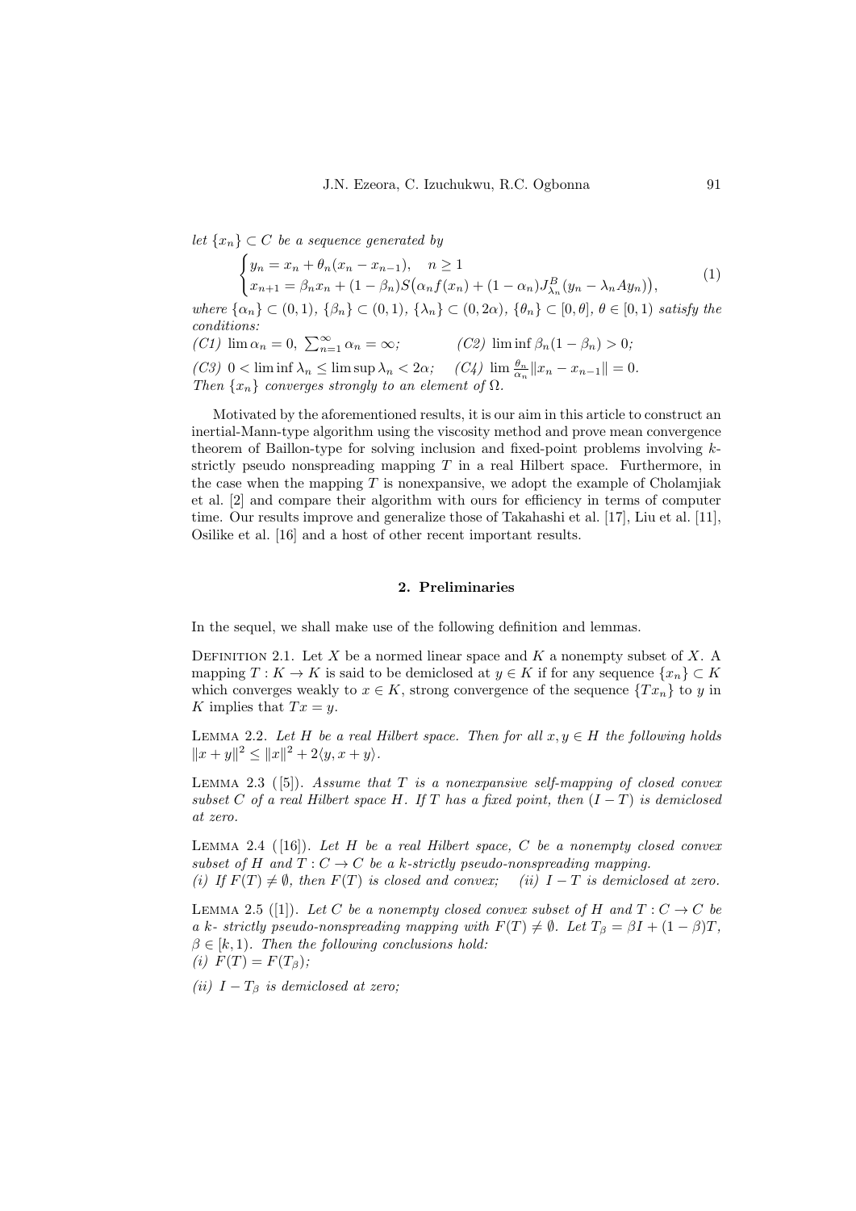*let* $\{x_n\} \subset C$ *be a sequence generated by*

$$\begin{cases} y_n = x_n + \theta_n(x_n - x_{n-1}), \quad n \geq 1 \\ x_{n+1} = \beta_n x_n + (1-\beta_n) S\big(\alpha_n f(x_n) + (1-\alpha_n) J^B_{\lambda_n}(y_n - \lambda_n A y_n)\big), \end{cases} \tag{1}$$

*where* $\{\alpha_n\} \subset (0,1)$, $\{\beta_n\} \subset (0,1)$, $\{\lambda_n\} \subset (0, 2\alpha)$, $\{\theta_n\} \subset [0, \theta]$, $\theta \in [0,1)$ *satisfy the conditions:*

*(C1)* $\lim \alpha_n = 0$, $\sum_{n=1}^{\infty} \alpha_n = \infty$; *(C2)* $\liminf \beta_n(1-\beta_n) > 0$;

*(C3)* $0 < \liminf \lambda_n \leq \limsup \lambda_n < 2\alpha$; *(C4)* $\lim \frac{\theta_n}{\alpha_n}\|x_n - x_{n-1}\| = 0$.

*Then* $\{x_n\}$ *converges strongly to an element of* $\Omega$.

Motivated by the aforementioned results, it is our aim in this article to construct an inertial-Mann-type algorithm using the viscosity method and prove mean convergence theorem of Baillon-type for solving inclusion and fixed-point problems involving $k$-strictly pseudo nonspreading mapping $T$ in a real Hilbert space. Furthermore, in the case when the mapping $T$ is nonexpansive, we adopt the example of Cholamjiak et al. [2] and compare their algorithm with ours for efficiency in terms of computer time. Our results improve and generalize those of Takahashi et al. [17], Liu et al. [11], Osilike et al. [16] and a host of other recent important results.

## 2. Preliminaries

In the sequel, we shall make use of the following definition and lemmas.

Definition 2.1. Let $X$ be a normed linear space and $K$ a nonempty subset of $X$. A mapping $T : K \to K$ is said to be demiclosed at $y \in K$ if for any sequence $\{x_n\} \subset K$ which converges weakly to $x \in K$, strong convergence of the sequence $\{Tx_n\}$ to $y$ in $K$ implies that $Tx = y$.

Lemma 2.2. *Let $H$ be a real Hilbert space. Then for all $x, y \in H$ the following holds* $\|x+y\|^2 \leq \|x\|^2 + 2\langle y, x+y\rangle$.

Lemma 2.3 ([5]). *Assume that $T$ is a nonexpansive self-mapping of closed convex subset $C$ of a real Hilbert space $H$. If $T$ has a fixed point, then $(I - T)$ is demiclosed at zero.*

Lemma 2.4 ([16]). *Let $H$ be a real Hilbert space, $C$ be a nonempty closed convex subset of $H$ and $T : C \to C$ be a $k$-strictly pseudo-nonspreading mapping.*
*(i) If $F(T) \neq \emptyset$, then $F(T)$ is closed and convex;* *(ii) $I - T$ is demiclosed at zero.*

Lemma 2.5 ([1]). *Let $C$ be a nonempty closed convex subset of $H$ and $T : C \to C$ be a $k$- strictly pseudo-nonspreading mapping with $F(T) \neq \emptyset$. Let $T_\beta = \beta I + (1-\beta)T$, $\beta \in [k, 1)$. Then the following conclusions hold:*

*(i)* $F(T) = F(T_\beta)$;

*(ii)* $I - T_\beta$ *is demiclosed at zero;*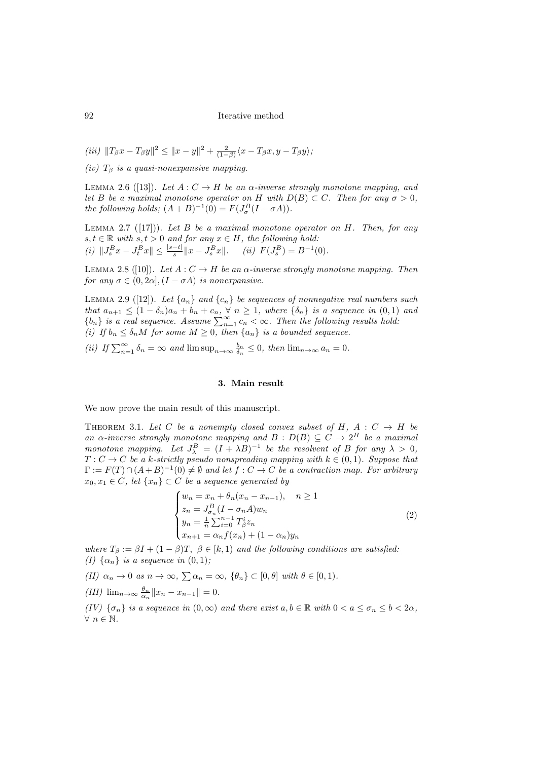*(iii)* $\|T_\beta x - T_\beta y\|^2 \leq \|x-y\|^2 + \frac{2}{(1-\beta)}\langle x - T_\beta x, y - T_\beta y\rangle$;

*(iv)* $T_\beta$ *is a quasi-nonexpansive mapping.*

Lemma 2.6 ([13]). *Let $A : C \to H$ be an $\alpha$-inverse strongly monotone mapping, and let $B$ be a maximal monotone operator on $H$ with $D(B) \subset C$. Then for any $\sigma > 0$, the following holds; $(A+B)^{-1}(0) = F(J_\sigma^B(I - \sigma A))$.*

Lemma 2.7 ([17])). *Let $B$ be a maximal monotone operator on $H$. Then, for any $s, t \in \mathbb{R}$ with $s, t > 0$ and for any $x \in H$, the following hold:*
*(i)* $\|J_s^B x - J_t^B x\| \leq \frac{|s-t|}{s}\|x - J_s^B x\|$. *(ii)* $F(J_s^B) = B^{-1}(0)$.

Lemma 2.8 ([10]). *Let $A : C \to H$ be an $\alpha$-inverse strongly monotone mapping. Then for any $\sigma \in (0, 2\alpha], (I - \sigma A)$ is nonexpansive.*

Lemma 2.9 ([12]). *Let $\{a_n\}$ and $\{c_n\}$ be sequences of nonnegative real numbers such that $a_{n+1} \leq (1 - \delta_n)a_n + b_n + c_n$, $\forall\ n \geq 1$, where $\{\delta_n\}$ is a sequence in $(0,1)$ and $\{b_n\}$ is a real sequence. Assume $\sum_{n=1}^\infty c_n < \infty$. Then the following results hold:*
*(i) If $b_n \leq \delta_n M$ for some $M \geq 0$, then $\{a_n\}$ is a bounded sequence.*

*(ii) If $\sum_{n=1}^\infty \delta_n = \infty$ and $\limsup_{n\to\infty} \frac{b_n}{\delta_n} \leq 0$, then $\lim_{n\to\infty} a_n = 0$.*

## 3. Main result

We now prove the main result of this manuscript.

Theorem 3.1. *Let $C$ be a nonempty closed convex subset of $H$, $A : C \to H$ be an $\alpha$-inverse strongly monotone mapping and $B : D(B) \subseteq C \to 2^H$ be a maximal monotone mapping. Let $J_\lambda^B = (I + \lambda B)^{-1}$ be the resolvent of $B$ for any $\lambda > 0$, $T : C \to C$ be a $k$-strictly pseudo nonspreading mapping with $k \in (0,1)$. Suppose that $\Gamma := F(T) \cap (A+B)^{-1}(0) \neq \emptyset$ and let $f : C \to C$ be a contraction map. For arbitrary $x_0, x_1 \in C$, let $\{x_n\} \subset C$ be a sequence generated by*

$$\begin{cases} w_n = x_n + \theta_n(x_n - x_{n-1}), \quad n \geq 1 \\ z_n = J_{\sigma_n}^B(I - \sigma_n A)w_n \\ y_n = \frac{1}{n}\sum_{i=0}^{n-1} T_\beta^i z_n \\ x_{n+1} = \alpha_n f(x_n) + (1-\alpha_n)y_n \end{cases} \tag{2}$$

*where $T_\beta := \beta I + (1-\beta)T$, $\beta \in [k, 1)$ and the following conditions are satisfied:*
*(I) $\{\alpha_n\}$ is a sequence in $(0,1)$;*

*(II) $\alpha_n \to 0$ as $n \to \infty$, $\sum \alpha_n = \infty$, $\{\theta_n\} \subset [0, \theta]$ with $\theta \in [0,1)$.*

*(III) $\lim_{n\to\infty} \frac{\theta_n}{\alpha_n}\|x_n - x_{n-1}\| = 0$.*

*(IV) $\{\sigma_n\}$ is a sequence in $(0, \infty)$ and there exist $a, b \in \mathbb{R}$ with $0 < a \leq \sigma_n \leq b < 2\alpha$, $\forall\ n \in \mathbb{N}$.*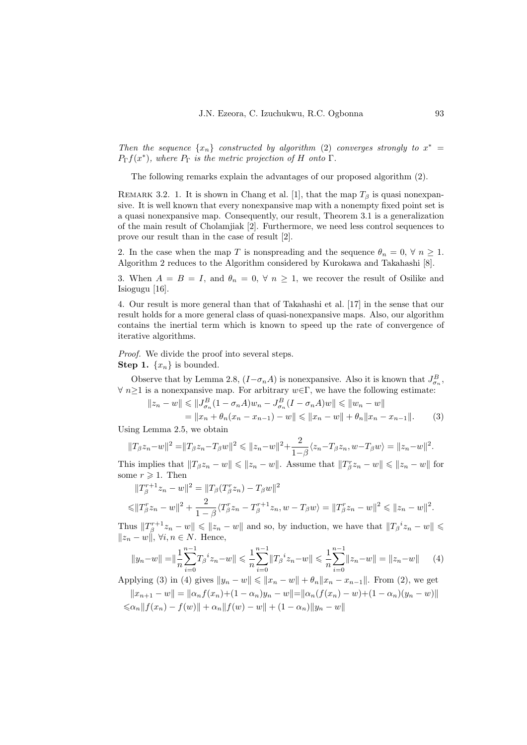*Then the sequence $\{x_n\}$ constructed by algorithm (2) converges strongly to $x^* = P_\Gamma f(x^*)$, where $P_\Gamma$ is the metric projection of $H$ onto $\Gamma$.*

The following remarks explain the advantages of our proposed algorithm (2).

Remark 3.2. 1. It is shown in Chang et al. [1], that the map $T_\beta$ is quasi nonexpansive. It is well known that every nonexpansive map with a nonempty fixed point set is a quasi nonexpansive map. Consequently, our result, Theorem 3.1 is a generalization of the main result of Cholamjiak [2]. Furthermore, we need less control sequences to prove our result than in the case of result [2].

2. In the case when the map $T$ is nonspreading and the sequence $\theta_n = 0$, $\forall\ n \geq 1$. Algorithm 2 reduces to the Algorithm considered by Kurokawa and Takahashi [8].

3. When $A = B = I$, and $\theta_n = 0$, $\forall\ n \geq 1$, we recover the result of Osilike and Isiogugu [16].

4. Our result is more general than that of Takahashi et al. [17] in the sense that our result holds for a more general class of quasi-nonexpansive maps. Also, our algorithm contains the inertial term which is known to speed up the rate of convergence of iterative algorithms.

*Proof.* We divide the proof into several steps.

**Step 1.** $\{x_n\}$ is bounded.

Observe that by Lemma 2.8, $(I-\sigma_n A)$ is nonexpansive. Also it is known that $J^B_{\sigma_n}$, $\forall\ n\geq 1$ is a nonexpansive map. For arbitrary $w\in\Gamma$, we have the following estimate:

$$
\begin{aligned}
\|z_n - w\| &\leqslant \|J^B_{\sigma_n}(1-\sigma_n A)w_n - J^B_{\sigma_n}(I-\sigma_n A)w\| \leqslant \|w_n - w\| \\
&= \|x_n + \theta_n(x_n - x_{n-1}) - w\| \leqslant \|x_n - w\| + \theta_n\|x_n - x_{n-1}\|. \qquad (3)
\end{aligned}
$$

Using Lemma 2.5, we obtain

$$
\|T_\beta z_n - w\|^2 = \|T_\beta z_n - T_\beta w\|^2 \leqslant \|z_n - w\|^2 + \frac{2}{1-\beta}\langle z_n - T_\beta z_n, w - T_\beta w\rangle = \|z_n - w\|^2.
$$

This implies that $\|T_\beta z_n - w\| \leqslant \|z_n - w\|$. Assume that $\|T^r_\beta z_n - w\| \leqslant \|z_n - w\|$ for some $r \geqslant 1$. Then

$$
\begin{aligned}
&\|T^{r+1}_\beta z_n - w\|^2 = \|T_\beta(T^r_\beta z_n) - T_\beta w\|^2 \\
&\leqslant \|T^r_\beta z_n - w\|^2 + \frac{2}{1-\beta}\langle T^r_\beta z_n - T^{r+1}_\beta z_n, w - T_\beta w\rangle = \|T^r_\beta z_n - w\|^2 \leqslant \|z_n - w\|^2.
\end{aligned}
$$

Thus $\|T^{r+1}_\beta z_n - w\| \leqslant \|z_n - w\|$ and so, by induction, we have that $\|{T_\beta}^i z_n - w\| \leqslant \|z_n - w\|$, $\forall i, n \in N$. Hence,

$$
\|y_n - w\| = \|\frac{1}{n}\sum_{i=0}^{n-1}{T_\beta}^i z_n - w\| \leqslant \frac{1}{n}\sum_{i=0}^{n-1}\|{T_\beta}^i z_n - w\| \leqslant \frac{1}{n}\sum_{i=0}^{n-1}\|z_n - w\| = \|z_n - w\| \qquad (4)
$$

Applying (3) in (4) gives $\|y_n - w\| \leqslant \|x_n - w\| + \theta_n\|x_n - x_{n-1}\|$. From (2), we get

$$
\begin{aligned}
&\|x_{n+1} - w\| = \|\alpha_n f(x_n) + (1-\alpha_n)y_n - w\| = \|\alpha_n(f(x_n) - w) + (1-\alpha_n)(y_n - w)\| \\
&\leqslant \alpha_n\|f(x_n) - f(w)\| + \alpha_n\|f(w) - w\| + (1-\alpha_n)\|y_n - w\|
\end{aligned}
$$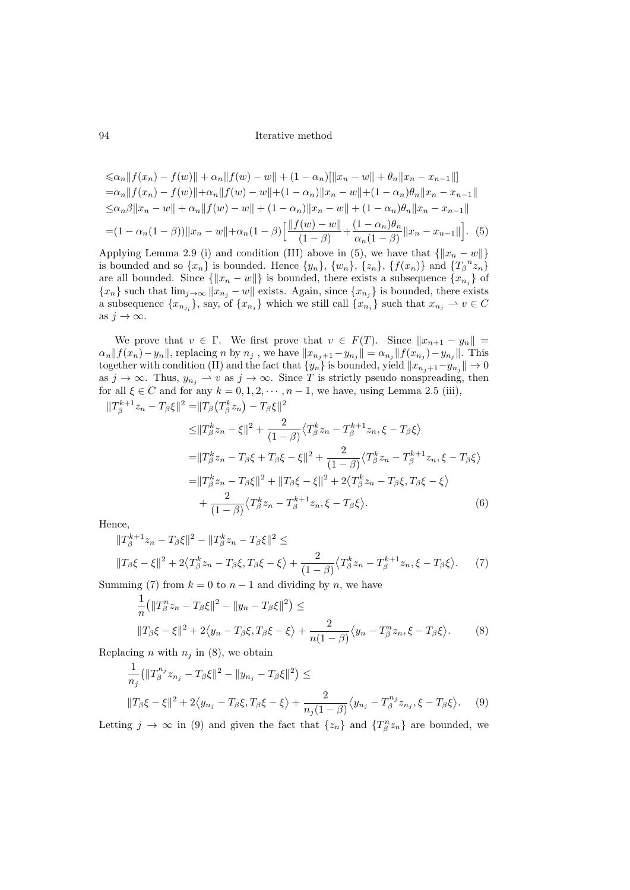$$
\begin{aligned}
&\leqslant \alpha_n\|f(x_n) - f(w)\| + \alpha_n\|f(w) - w\| + (1-\alpha_n)[\|x_n - w\| + \theta_n\|x_n - x_{n-1}\|] \\
&= \alpha_n\|f(x_n) - f(w)\| + \alpha_n\|f(w) - w\| + (1-\alpha_n)\|x_n - w\| + (1-\alpha_n)\theta_n\|x_n - x_{n-1}\| \\
&\leq \alpha_n\beta\|x_n - w\| + \alpha_n\|f(w) - w\| + (1-\alpha_n)\|x_n - w\| + (1-\alpha_n)\theta_n\|x_n - x_{n-1}\| \\
&= (1-\alpha_n(1-\beta))\|x_n - w\| + \alpha_n(1-\beta)\Big[\frac{\|f(w) - w\|}{(1-\beta)} + \frac{(1-\alpha_n)\theta_n}{\alpha_n(1-\beta)}\|x_n - x_{n-1}\|\Big]. \quad (5)
\end{aligned}
$$

Applying Lemma 2.9 (i) and condition (III) above in (5), we have that $\{\|x_n - w\|\}$ is bounded and so $\{x_n\}$ is bounded. Hence $\{y_n\}$, $\{w_n\}$, $\{z_n\}$, $\{f(x_n)\}$ and $\{T_\beta{}^n z_n\}$ are all bounded. Since $\{\|x_n - w\|\}$ is bounded, there exists a subsequence $\{x_{n_j}\}$ of $\{x_n\}$ such that $\lim_{j\to\infty}\|x_{n_j} - w\|$ exists. Again, since $\{x_{n_j}\}$ is bounded, there exists a subsequence $\{x_{n_{j_i}}\}$, say, of $\{x_{n_j}\}$ which we still call $\{x_{n_j}\}$ such that $x_{n_j} \rightharpoonup v \in C$ as $j \to \infty$.

We prove that $v \in \Gamma$. We first prove that $v \in F(T)$. Since $\|x_{n+1} - y_n\| = \alpha_n\|f(x_n) - y_n\|$, replacing $n$ by $n_j$, we have $\|x_{n_j+1} - y_{n_j}\| = \alpha_{n_j}\|f(x_{n_j}) - y_{n_j}\|$. This together with condition (II) and the fact that $\{y_n\}$ is bounded, yield $\|x_{n_j+1} - y_{n_j}\| \to 0$ as $j \to \infty$. Thus, $y_{n_j} \rightharpoonup v$ as $j \to \infty$. Since $T$ is strictly pseudo nonspreading, then for all $\xi \in C$ and for any $k = 0, 1, 2, \cdots, n-1$, we have, using Lemma 2.5 (iii),

$$
\begin{aligned}
\|T_\beta^{k+1}z_n - T_\beta\xi\|^2 &= \|T_\beta(T_\beta^k z_n) - T_\beta\xi\|^2 \\
&\leq \|T_\beta^k z_n - \xi\|^2 + \frac{2}{(1-\beta)}\langle T_\beta^k z_n - T_\beta^{k+1}z_n, \xi - T_\beta\xi\rangle \\
&= \|T_\beta^k z_n - T_\beta\xi + T_\beta\xi - \xi\|^2 + \frac{2}{(1-\beta)}\langle T_\beta^k z_n - T_\beta^{k+1}z_n, \xi - T_\beta\xi\rangle \\
&= \|T_\beta^k z_n - T_\beta\xi\|^2 + \|T_\beta\xi - \xi\|^2 + 2\langle T_\beta^k z_n - T_\beta\xi, T_\beta\xi - \xi\rangle \\
&\quad + \frac{2}{(1-\beta)}\langle T_\beta^k z_n - T_\beta^{k+1}z_n, \xi - T_\beta\xi\rangle. \quad (6)
\end{aligned}
$$

Hence,

$$
\begin{aligned}
&\|T_\beta^{k+1}z_n - T_\beta\xi\|^2 - \|T_\beta^k z_n - T_\beta\xi\|^2 \leq \\
&\|T_\beta\xi - \xi\|^2 + 2\langle T_\beta^k z_n - T_\beta\xi, T_\beta\xi - \xi\rangle + \frac{2}{(1-\beta)}\langle T_\beta^k z_n - T_\beta^{k+1}z_n, \xi - T_\beta\xi\rangle. \quad (7)
\end{aligned}
$$

Summing (7) from $k = 0$ to $n-1$ and dividing by $n$, we have

$$
\begin{aligned}
&\frac{1}{n}\big(\|T_\beta^n z_n - T_\beta\xi\|^2 - \|y_n - T_\beta\xi\|^2\big) \leq \\
&\|T_\beta\xi - \xi\|^2 + 2\langle y_n - T_\beta\xi, T_\beta\xi - \xi\rangle + \frac{2}{n(1-\beta)}\langle y_n - T_\beta^n z_n, \xi - T_\beta\xi\rangle. \quad (8)
\end{aligned}
$$

Replacing $n$ with $n_j$ in (8), we obtain

$$
\begin{aligned}
&\frac{1}{n_j}\big(\|T_\beta^{n_j} z_{n_j} - T_\beta\xi\|^2 - \|y_{n_j} - T_\beta\xi\|^2\big) \leq \\
&\|T_\beta\xi - \xi\|^2 + 2\langle y_{n_j} - T_\beta\xi, T_\beta\xi - \xi\rangle + \frac{2}{n_j(1-\beta)}\langle y_{n_j} - T_\beta^{n_j} z_{n_j}, \xi - T_\beta\xi\rangle. \quad (9)
\end{aligned}
$$

Letting $j \to \infty$ in (9) and given the fact that $\{z_n\}$ and $\{T_\beta^n z_n\}$ are bounded, we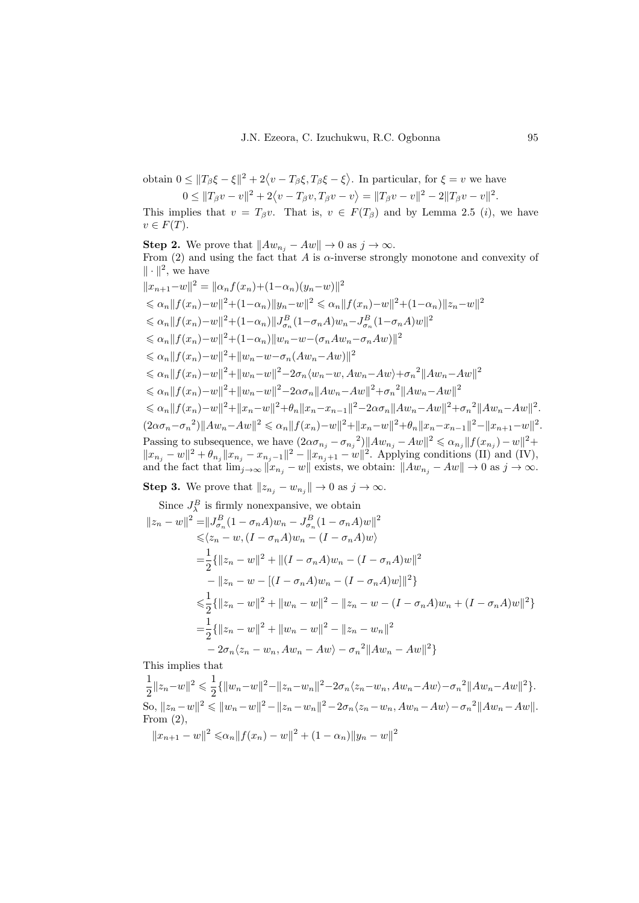obtain $0 \leq \|T_\beta \xi - \xi\|^2 + 2\langle v - T_\beta \xi, T_\beta \xi - \xi\rangle$. In particular, for $\xi = v$ we have

$$0 \leq \|T_\beta v - v\|^2 + 2\langle v - T_\beta v, T_\beta v - v\rangle = \|T_\beta v - v\|^2 - 2\|T_\beta v - v\|^2.$$

This implies that $v = T_\beta v$. That is, $v \in F(T_\beta)$ and by Lemma 2.5 (*i*), we have $v \in F(T)$.

**Step 2.** We prove that $\|Aw_{n_j} - Aw\| \to 0$ as $j \to \infty$.
From (2) and using the fact that $A$ is $\alpha$-inverse strongly monotone and convexity of $\|\cdot\|^2$, we have

$$\begin{aligned}
&\|x_{n+1}-w\|^2 = \|\alpha_n f(x_n)+(1-\alpha_n)(y_n-w)\|^2\\
&\leqslant \alpha_n\|f(x_n)-w\|^2+(1-\alpha_n)\|y_n-w\|^2 \leqslant \alpha_n\|f(x_n)-w\|^2+(1-\alpha_n)\|z_n-w\|^2\\
&\leqslant \alpha_n\|f(x_n)-w\|^2+(1-\alpha_n)\|J^B_{\sigma_n}(1-\sigma_n A)w_n-J^B_{\sigma_n}(1-\sigma_n A)w\|^2\\
&\leqslant \alpha_n\|f(x_n)-w\|^2+(1-\alpha_n)\|w_n-w-(\sigma_n Aw_n-\sigma_n Aw)\|^2\\
&\leqslant \alpha_n\|f(x_n)-w\|^2+\|w_n-w-\sigma_n(Aw_n-Aw)\|^2\\
&\leqslant \alpha_n\|f(x_n)-w\|^2+\|w_n-w\|^2-2\sigma_n\langle w_n-w, Aw_n-Aw\rangle+{\sigma_n}^2\|Aw_n-Aw\|^2\\
&\leqslant \alpha_n\|f(x_n)-w\|^2+\|w_n-w\|^2-2\alpha\sigma_n\|Aw_n-Aw\|^2+{\sigma_n}^2\|Aw_n-Aw\|^2\\
&\leqslant \alpha_n\|f(x_n)-w\|^2+\|x_n-w\|^2+\theta_n\|x_n-x_{n-1}\|^2-2\alpha\sigma_n\|Aw_n-Aw\|^2+{\sigma_n}^2\|Aw_n-Aw\|^2.\\
&(2\alpha\sigma_n-{\sigma_n}^2)\|Aw_n-Aw\|^2 \leqslant \alpha_n\|f(x_n)-w\|^2+\|x_n-w\|^2+\theta_n\|x_n-x_{n-1}\|^2-\|x_{n+1}-w\|^2.
\end{aligned}$$

Passing to subsequence, we have $(2\alpha\sigma_{n_j} - {\sigma_{n_j}}^2)\|Aw_{n_j} - Aw\|^2 \leqslant \alpha_{n_j}\|f(x_{n_j}) - w\|^2 + \|x_{n_j} - w\|^2 + \theta_{n_j}\|x_{n_j} - x_{n_j-1}\|^2 - \|x_{n_j+1} - w\|^2$. Applying conditions (II) and (IV), and the fact that $\lim_{j\to\infty}\|x_{n_j} - w\|$ exists, we obtain: $\|Aw_{n_j} - Aw\| \to 0$ as $j \to \infty$.

**Step 3.** We prove that $\|z_{n_j} - w_{n_j}\| \to 0$ as $j \to \infty$.

Since $J^B_\lambda$ is firmly nonexpansive, we obtain

$$\begin{aligned}
\|z_n - w\|^2 =& \|J^B_{\sigma_n}(1-\sigma_n A)w_n - J^B_{\sigma_n}(1-\sigma_n A)w\|^2\\
\leqslant& \langle z_n - w, (I-\sigma_n A)w_n - (I-\sigma_n A)w\rangle\\
=& \frac{1}{2}\{\|z_n - w\|^2 + \|(I-\sigma_n A)w_n - (I-\sigma_n A)w\|^2\\
&- \|z_n - w - [(I-\sigma_n A)w_n - (I-\sigma_n A)w]\|^2\}\\
\leqslant& \frac{1}{2}\{\|z_n - w\|^2 + \|w_n - w\|^2 - \|z_n - w - (I-\sigma_n A)w_n + (I-\sigma_n A)w\|^2\}\\
=& \frac{1}{2}\{\|z_n - w\|^2 + \|w_n - w\|^2 - \|z_n - w_n\|^2\\
&- 2\sigma_n\langle z_n - w_n, Aw_n - Aw\rangle - {\sigma_n}^2\|Aw_n - Aw\|^2\}
\end{aligned}$$

This implies that

$$\frac{1}{2}\|z_n-w\|^2 \leqslant \frac{1}{2}\{\|w_n-w\|^2-\|z_n-w_n\|^2-2\sigma_n\langle z_n-w_n, Aw_n-Aw\rangle-{\sigma_n}^2\|Aw_n-Aw\|^2\}.$$

So, $\|z_n-w\|^2 \leqslant \|w_n-w\|^2-\|z_n-w_n\|^2-2\sigma_n\langle z_n-w_n, Aw_n-Aw\rangle-{\sigma_n}^2\|Aw_n-Aw\|$.
From (2),

$$\|x_{n+1} - w\|^2 \leqslant \alpha_n\|f(x_n) - w\|^2 + (1-\alpha_n)\|y_n - w\|^2$$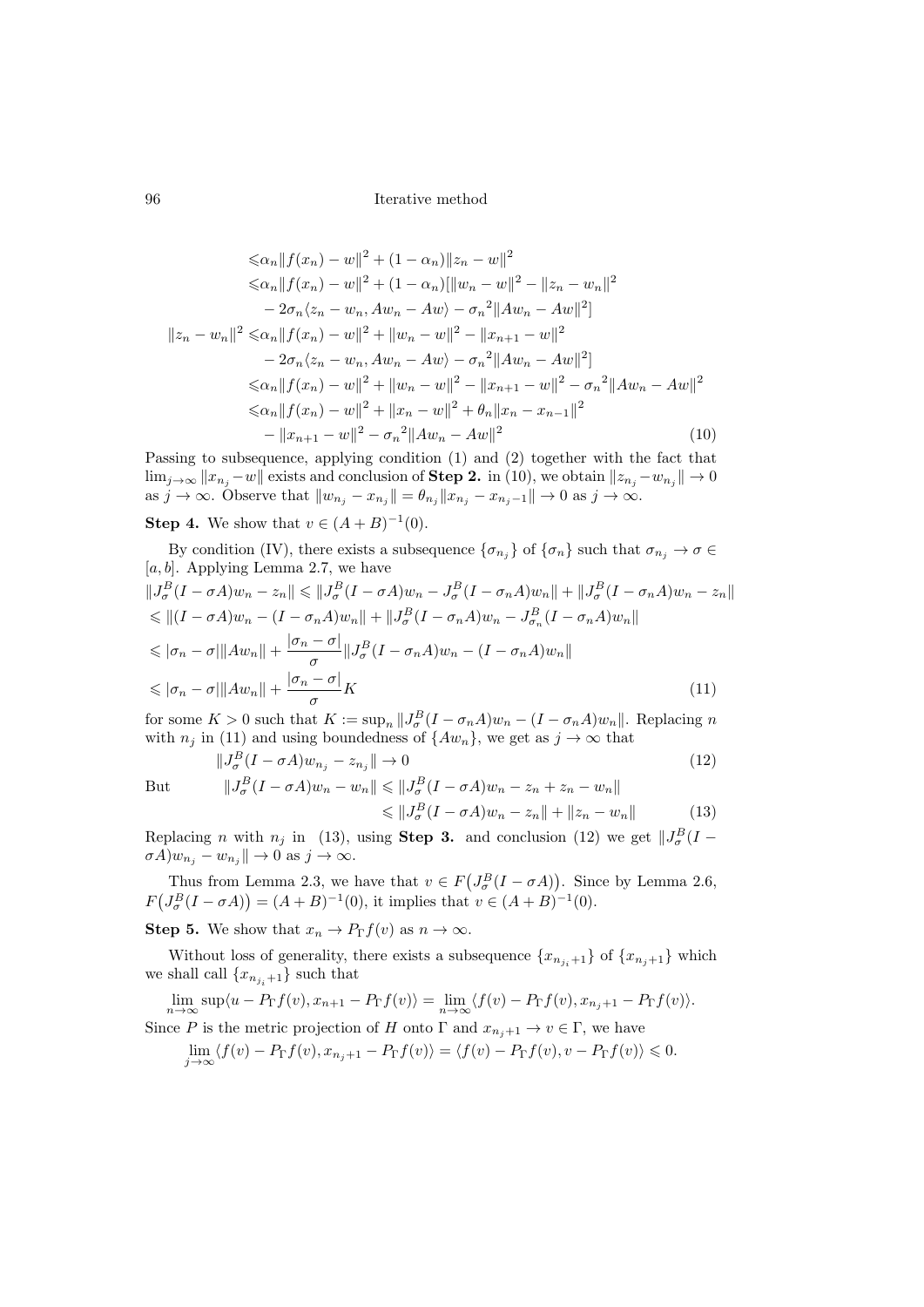$$
\begin{aligned}
&\leqslant \alpha_n\|f(x_n)-w\|^2+(1-\alpha_n)\|z_n-w\|^2\\
&\leqslant \alpha_n\|f(x_n)-w\|^2+(1-\alpha_n)[\|w_n-w\|^2-\|z_n-w_n\|^2\\
&\quad -2\sigma_n\langle z_n-w_n, Aw_n-Aw\rangle-{\sigma_n}^2\|Aw_n-Aw\|^2]\\
\|z_n-w_n\|^2 &\leqslant \alpha_n\|f(x_n)-w\|^2+\|w_n-w\|^2-\|x_{n+1}-w\|^2\\
&\quad -2\sigma_n\langle z_n-w_n, Aw_n-Aw\rangle-{\sigma_n}^2\|Aw_n-Aw\|^2]\\
&\leqslant \alpha_n\|f(x_n)-w\|^2+\|w_n-w\|^2-\|x_{n+1}-w\|^2-{\sigma_n}^2\|Aw_n-Aw\|^2\\
&\leqslant \alpha_n\|f(x_n)-w\|^2+\|x_n-w\|^2+\theta_n\|x_n-x_{n-1}\|^2\\
&\quad -\|x_{n+1}-w\|^2-{\sigma_n}^2\|Aw_n-Aw\|^2 \qquad (10)
\end{aligned}
$$

Passing to subsequence, applying condition (1) and (2) together with the fact that $\lim_{j\to\infty}\|x_{n_j}-w\|$ exists and conclusion of **Step 2.** in (10), we obtain $\|z_{n_j}-w_{n_j}\|\to 0$ as $j\to\infty$. Observe that $\|w_{n_j}-x_{n_j}\|=\theta_{n_j}\|x_{n_j}-x_{n_j-1}\|\to 0$ as $j\to\infty$.

**Step 4.** We show that $v\in(A+B)^{-1}(0)$.

By condition (IV), there exists a subsequence $\{\sigma_{n_j}\}$ of $\{\sigma_n\}$ such that $\sigma_{n_j}\to\sigma\in[a,b]$. Applying Lemma 2.7, we have

$$
\begin{aligned}
&\|J^B_\sigma(I-\sigma A)w_n-z_n\|\leqslant\|J^B_\sigma(I-\sigma A)w_n-J^B_\sigma(I-\sigma_n A)w_n\|+\|J^B_\sigma(I-\sigma_n A)w_n-z_n\|\\
&\leqslant\|(I-\sigma A)w_n-(I-\sigma_n A)w_n\|+\|J^B_\sigma(I-\sigma_n A)w_n-J^B_{\sigma_n}(I-\sigma_n A)w_n\|\\
&\leqslant|\sigma_n-\sigma|\|Aw_n\|+\frac{|\sigma_n-\sigma|}{\sigma}\|J^B_\sigma(I-\sigma_n A)w_n-(I-\sigma_n A)w_n\|\\
&\leqslant|\sigma_n-\sigma|\|Aw_n\|+\frac{|\sigma_n-\sigma|}{\sigma}K \qquad (11)
\end{aligned}
$$

for some $K>0$ such that $K:=\sup_n\|J^B_\sigma(I-\sigma_n A)w_n-(I-\sigma_n A)w_n\|$. Replacing $n$ with $n_j$ in (11) and using boundedness of $\{Aw_n\}$, we get as $j\to\infty$ that

$$
\|J^B_\sigma(I-\sigma A)w_{n_j}-z_{n_j}\|\to 0 \qquad (12)
$$

But
$$
\begin{aligned}
\|J^B_\sigma(I-\sigma A)w_n-w_n\|&\leqslant\|J^B_\sigma(I-\sigma A)w_n-z_n+z_n-w_n\|\\
&\leqslant\|J^B_\sigma(I-\sigma A)w_n-z_n\|+\|z_n-w_n\| \qquad (13)
\end{aligned}
$$

Replacing $n$ with $n_j$ in (13), using **Step 3.** and conclusion (12) we get $\|J^B_\sigma(I-\sigma A)w_{n_j}-w_{n_j}\|\to 0$ as $j\to\infty$.

Thus from Lemma 2.3, we have that $v\in F\big(J^B_\sigma(I-\sigma A)\big)$. Since by Lemma 2.6, $F\big(J^B_\sigma(I-\sigma A)\big)=(A+B)^{-1}(0)$, it implies that $v\in(A+B)^{-1}(0)$.

**Step 5.** We show that $x_n\to P_\Gamma f(v)$ as $n\to\infty$.

Without loss of generality, there exists a subsequence $\{x_{n_{j_i}+1}\}$ of $\{x_{n_j+1}\}$ which we shall call $\{x_{n_j+1}\}$ such that

$$
\lim_{n\to\infty}\sup\langle u-P_\Gamma f(v), x_{n+1}-P_\Gamma f(v)\rangle=\lim_{n\to\infty}\langle f(v)-P_\Gamma f(v), x_{n_j+1}-P_\Gamma f(v)\rangle.
$$

Since $P$ is the metric projection of $H$ onto $\Gamma$ and $x_{n_j+1}\to v\in\Gamma$, we have

$$
\lim_{j\to\infty}\langle f(v)-P_\Gamma f(v), x_{n_j+1}-P_\Gamma f(v)\rangle=\langle f(v)-P_\Gamma f(v), v-P_\Gamma f(v)\rangle\leqslant 0.
$$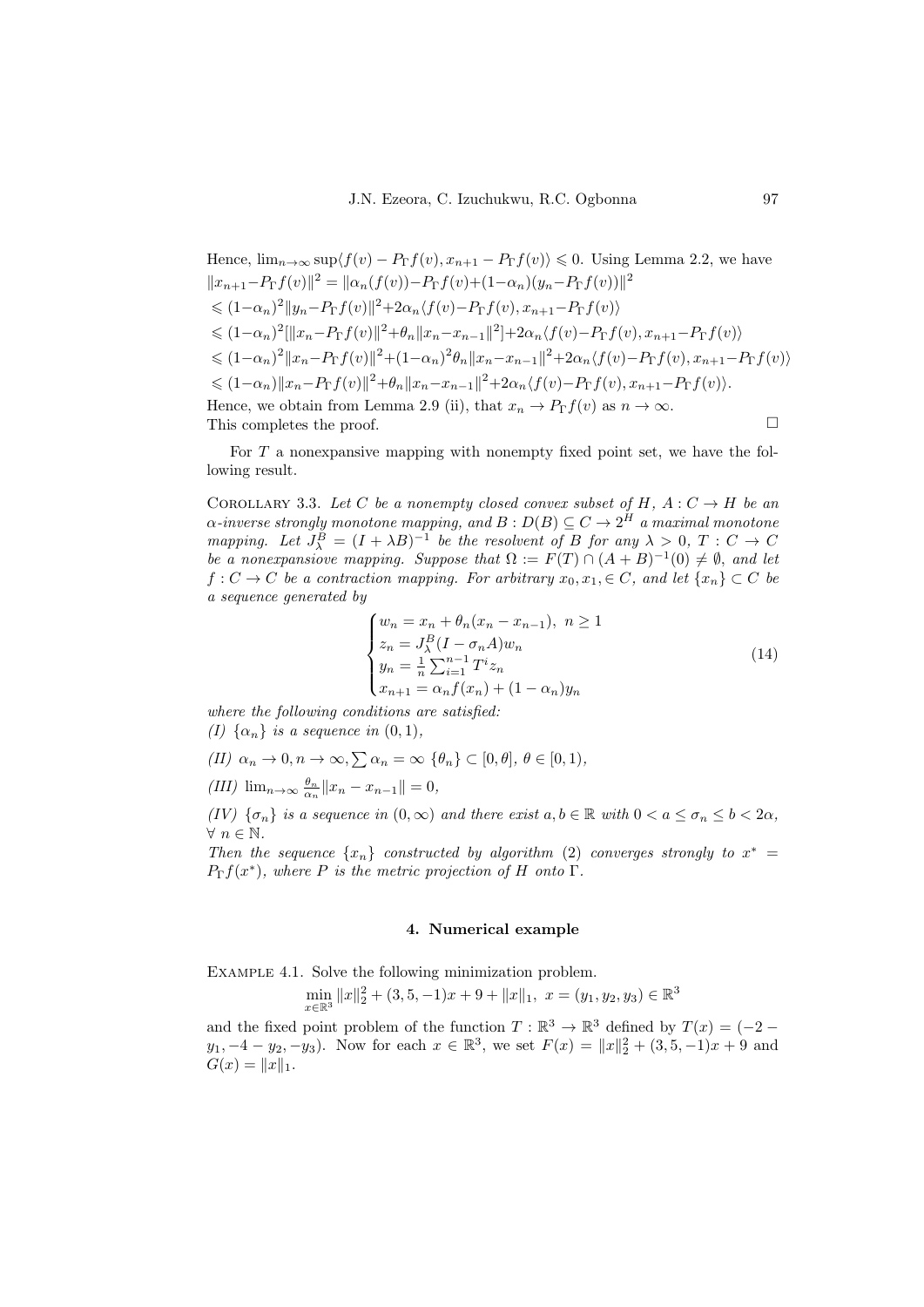Hence, $\lim_{n\to\infty}\sup\langle f(v) - P_\Gamma f(v), x_{n+1} - P_\Gamma f(v)\rangle \leqslant 0$. Using Lemma 2.2, we have
$\|x_{n+1}-P_\Gamma f(v)\|^2 = \|\alpha_n(f(v))-P_\Gamma f(v)+(1-\alpha_n)(y_n-P_\Gamma f(v))\|^2$
$\leqslant (1-\alpha_n)^2\|y_n-P_\Gamma f(v)\|^2+2\alpha_n\langle f(v)-P_\Gamma f(v), x_{n+1}-P_\Gamma f(v)\rangle$
$\leqslant (1-\alpha_n)^2[\|x_n-P_\Gamma f(v)\|^2+\theta_n\|x_n-x_{n-1}\|^2]+2\alpha_n\langle f(v)-P_\Gamma f(v), x_{n+1}-P_\Gamma f(v)\rangle$
$\leqslant (1-\alpha_n)^2\|x_n-P_\Gamma f(v)\|^2+(1-\alpha_n)^2\theta_n\|x_n-x_{n-1}\|^2+2\alpha_n\langle f(v)-P_\Gamma f(v), x_{n+1}-P_\Gamma f(v)\rangle$
$\leqslant (1-\alpha_n)\|x_n-P_\Gamma f(v)\|^2+\theta_n\|x_n-x_{n-1}\|^2+2\alpha_n\langle f(v)-P_\Gamma f(v), x_{n+1}-P_\Gamma f(v)\rangle$.
Hence, we obtain from Lemma 2.9 (ii), that $x_n \to P_\Gamma f(v)$ as $n \to \infty$.
This completes the proof. □

For $T$ a nonexpansive mapping with nonempty fixed point set, we have the following result.

Corollary 3.3. *Let $C$ be a nonempty closed convex subset of $H$, $A : C \to H$ be an $\alpha$-inverse strongly monotone mapping, and $B : D(B) \subseteq C \to 2^H$ a maximal monotone mapping. Let $J_\lambda^B = (I + \lambda B)^{-1}$ be the resolvent of $B$ for any $\lambda > 0$, $T : C \to C$ be a nonexpansiove mapping. Suppose that $\Omega := F(T) \cap (A + B)^{-1}(0) \neq \emptyset$, and let $f : C \to C$ be a contraction mapping. For arbitrary $x_0, x_1, \in C$, and let $\{x_n\} \subset C$ be a sequence generated by*

$$\begin{cases} w_n = x_n + \theta_n(x_n - x_{n-1}),\ n \geq 1 \\ z_n = J_\lambda^B(I - \sigma_n A)w_n \\ y_n = \frac{1}{n}\sum_{i=1}^{n-1} T^i z_n \\ x_{n+1} = \alpha_n f(x_n) + (1-\alpha_n)y_n \end{cases} \tag{14}$$

*where the following conditions are satisfied:*
*(I) $\{\alpha_n\}$ is a sequence in $(0, 1)$,*
*(II) $\alpha_n \to 0, n \to \infty, \sum \alpha_n = \infty$ $\{\theta_n\} \subset [0, \theta]$, $\theta \in [0, 1)$,*
*(III) $\lim_{n\to\infty} \frac{\theta_n}{\alpha_n}\|x_n - x_{n-1}\| = 0$,*
*(IV) $\{\sigma_n\}$ is a sequence in $(0, \infty)$ and there exist $a, b \in \mathbb{R}$ with $0 < a \leq \sigma_n \leq b < 2\alpha$, $\forall\ n \in \mathbb{N}$.*
*Then the sequence $\{x_n\}$ constructed by algorithm (2) converges strongly to $x^* = P_\Gamma f(x^*)$, where $P$ is the metric projection of $H$ onto $\Gamma$.*

## 4. Numerical example

Example 4.1. Solve the following minimization problem.

$$\min_{x\in\mathbb{R}^3} \|x\|_2^2 + (3, 5, -1)x + 9 + \|x\|_1,\ x = (y_1, y_2, y_3) \in \mathbb{R}^3$$

and the fixed point problem of the function $T : \mathbb{R}^3 \to \mathbb{R}^3$ defined by $T(x) = (-2 - y_1, -4 - y_2, -y_3)$. Now for each $x \in \mathbb{R}^3$, we set $F(x) = \|x\|_2^2 + (3, 5, -1)x + 9$ and $G(x) = \|x\|_1$.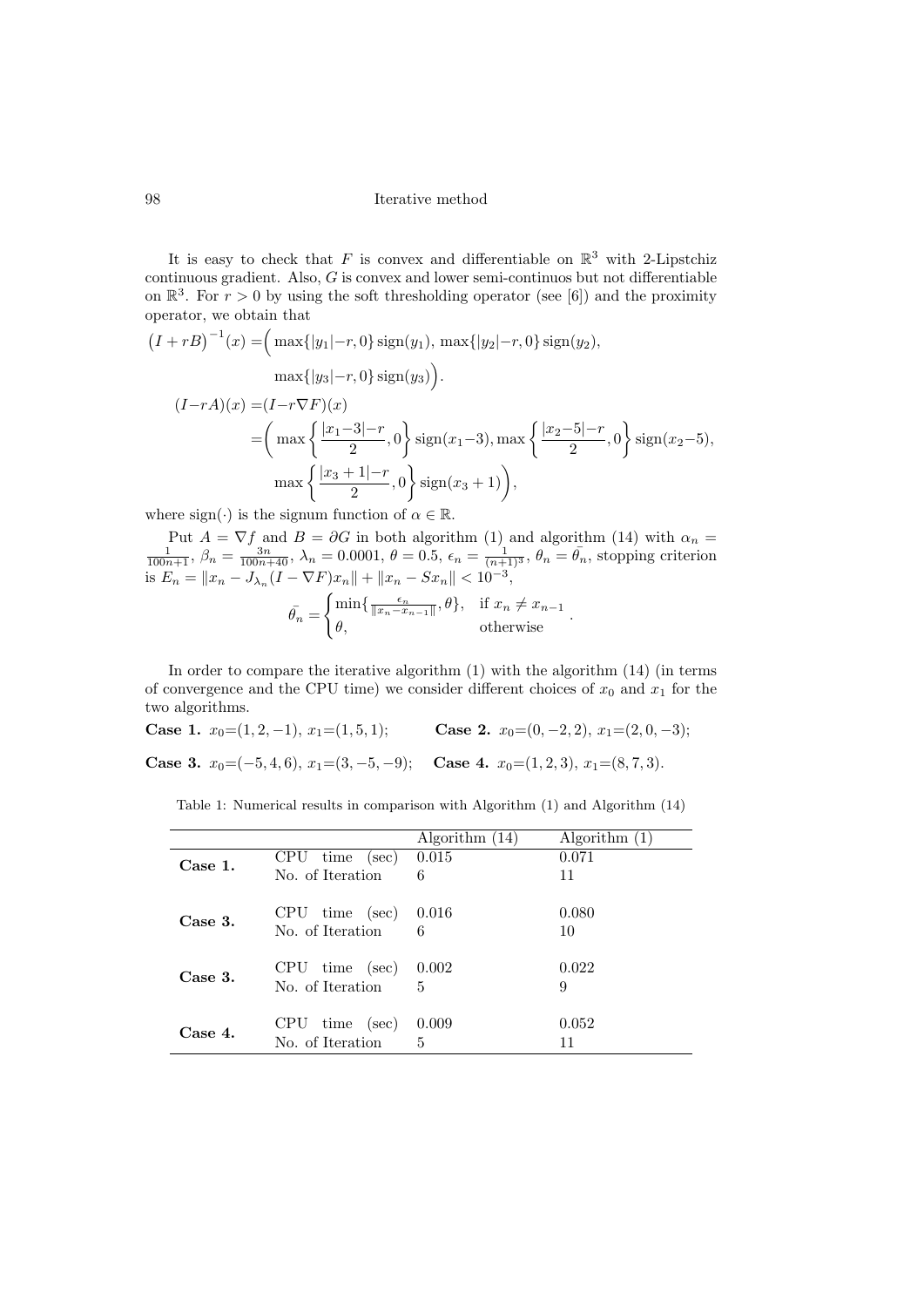It is easy to check that $F$ is convex and differentiable on $\mathbb{R}^3$ with 2-Lipstchiz continuous gradient. Also, $G$ is convex and lower semi-continuos but not differentiable on $\mathbb{R}^3$. For $r > 0$ by using the soft thresholding operator (see [6]) and the proximity operator, we obtain that

$$\begin{aligned}
\left(I + rB\right)^{-1}(x) =& \Big( \max\{|y_1| - r, 0\} \operatorname{sign}(y_1), \max\{|y_2| - r, 0\} \operatorname{sign}(y_2), \\
& \max\{|y_3| - r, 0\} \operatorname{sign}(y_3) \Big). \\
(I - rA)(x) =& (I - r\nabla F)(x) \\
=& \Bigg( \max\left\{ \frac{|x_1 - 3| - r}{2}, 0 \right\} \operatorname{sign}(x_1 - 3), \max\left\{ \frac{|x_2 - 5| - r}{2}, 0 \right\} \operatorname{sign}(x_2 - 5), \\
& \max\left\{ \frac{|x_3 + 1| - r}{2}, 0 \right\} \operatorname{sign}(x_3 + 1) \Bigg),
\end{aligned}$$

where $\operatorname{sign}(\cdot)$ is the signum function of $\alpha \in \mathbb{R}$.

Put $A = \nabla f$ and $B = \partial G$ in both algorithm (1) and algorithm (14) with $\alpha_n = \frac{1}{100n+1}$, $\beta_n = \frac{3n}{100n+40}$, $\lambda_n = 0.0001$, $\theta = 0.5$, $\epsilon_n = \frac{1}{(n+1)^3}$, $\theta_n = \bar{\theta_n}$, stopping criterion is $E_n = \|x_n - J_{\lambda_n}(I - \nabla F)x_n\| + \|x_n - Sx_n\| < 10^{-3}$,

$$\bar{\theta_n} = \begin{cases} \min\{\frac{\epsilon_n}{\|x_n - x_{n-1}\|}, \theta\}, & \text{if } x_n \neq x_{n-1} \\ \theta, & \text{otherwise} \end{cases}.$$

In order to compare the iterative algorithm (1) with the algorithm (14) (in terms of convergence and the CPU time) we consider different choices of $x_0$ and $x_1$ for the two algorithms.

**Case 1.** $x_0 = (1, 2, -1)$, $x_1 = (1, 5, 1)$; **Case 2.** $x_0 = (0, -2, 2)$, $x_1 = (2, 0, -3)$;

**Case 3.** $x_0 = (-5, 4, 6)$, $x_1 = (3, -5, -9)$; **Case 4.** $x_0 = (1, 2, 3)$, $x_1 = (8, 7, 3)$.

Table 1: Numerical results in comparison with Algorithm (1) and Algorithm (14)

| | | Algorithm (14) | Algorithm (1) |
|---|---|---|---|
| **Case 1.** | CPU time (sec) | 0.015 | 0.071 |
| | No. of Iteration | 6 | 11 |
| **Case 3.** | CPU time (sec) | 0.016 | 0.080 |
| | No. of Iteration | 6 | 10 |
| **Case 3.** | CPU time (sec) | 0.002 | 0.022 |
| | No. of Iteration | 5 | 9 |
| **Case 4.** | CPU time (sec) | 0.009 | 0.052 |
| | No. of Iteration | 5 | 11 |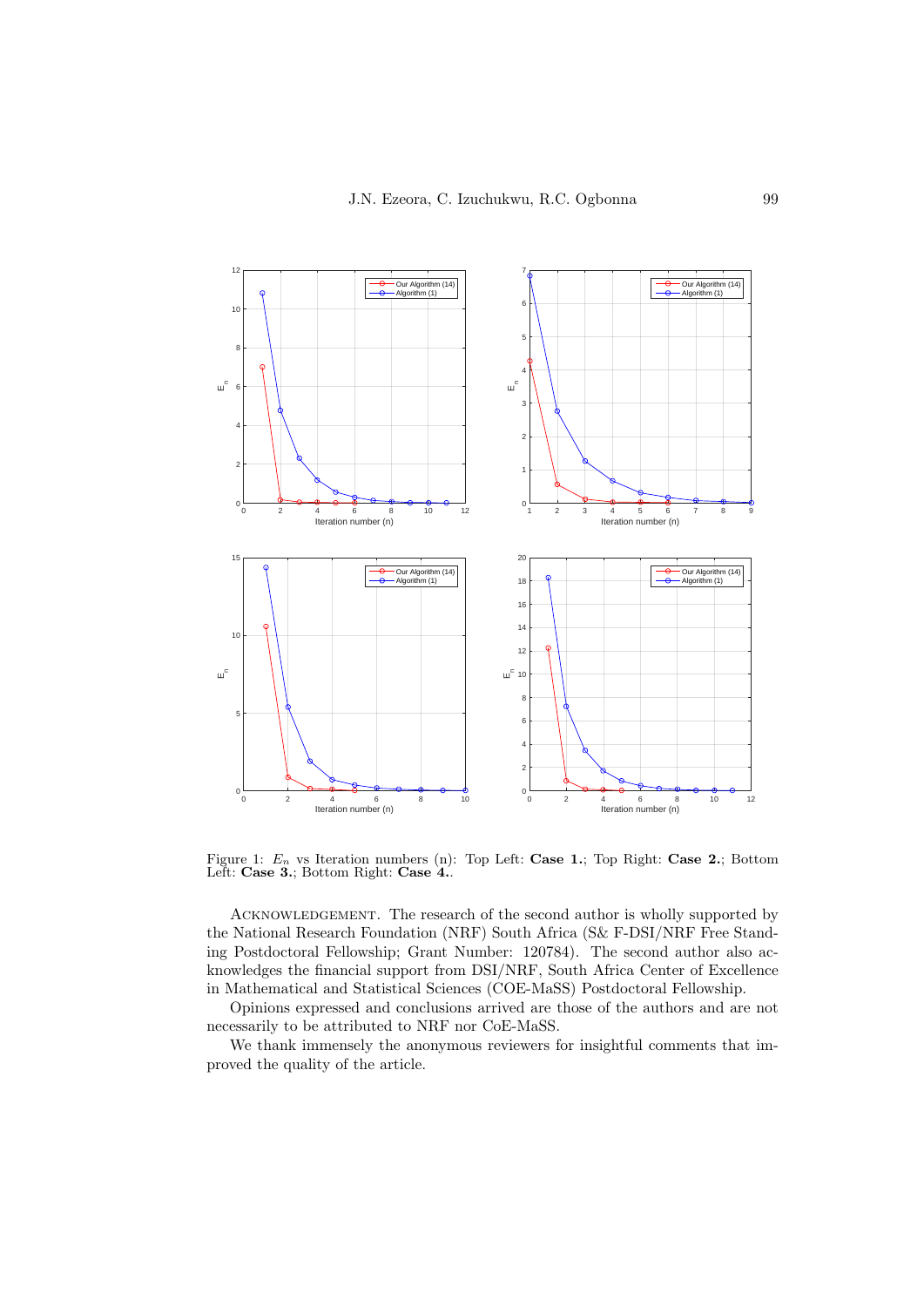Figure 1: $E_n$ vs Iteration numbers (n): Top Left: **Case 1.**; Top Right: **Case 2.**; Bottom Left: **Case 3.**; Bottom Right: **Case 4.**.

Acknowledgement. The research of the second author is wholly supported by the National Research Foundation (NRF) South Africa (S& F-DSI/NRF Free Standing Postdoctoral Fellowship; Grant Number: 120784). The second author also acknowledges the financial support from DSI/NRF, South Africa Center of Excellence in Mathematical and Statistical Sciences (COE-MaSS) Postdoctoral Fellowship.

Opinions expressed and conclusions arrived are those of the authors and are not necessarily to be attributed to NRF nor CoE-MaSS.

We thank immensely the anonymous reviewers for insightful comments that improved the quality of the article.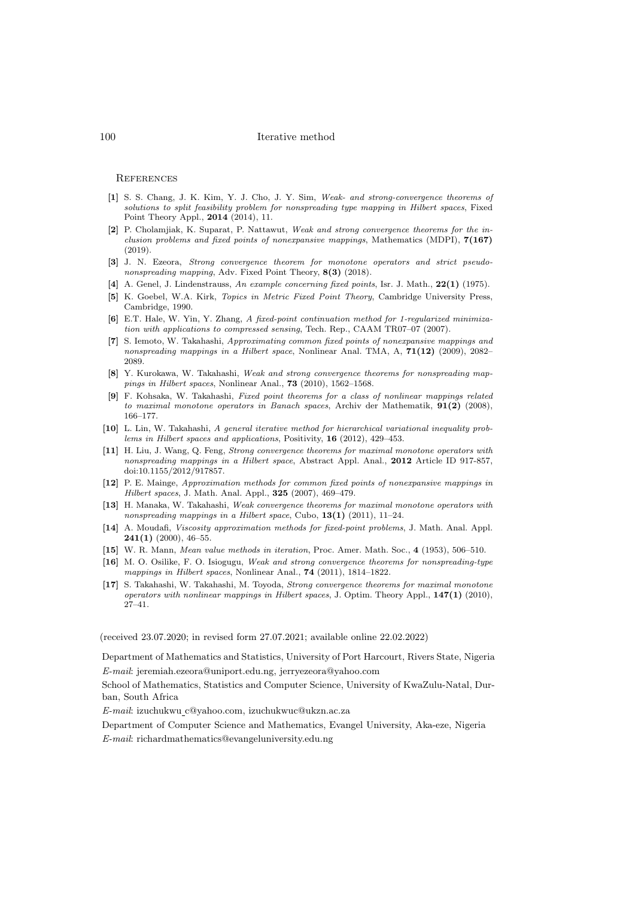## References

**[1]** S. S. Chang, J. K. Kim, Y. J. Cho, J. Y. Sim, *Weak- and strong-convergence theorems of solutions to split feasibility problem for nonspreading type mapping in Hilbert spaces*, Fixed Point Theory Appl., **2014** (2014), 11.

**[2]** P. Cholamjiak, K. Suparat, P. Nattawut, *Weak and strong convergence theorems for the inclusion problems and fixed points of nonexpansive mappings*, Mathematics (MDPI), **7(167)** (2019).

**[3]** J. N. Ezeora, *Strong convergence theorem for monotone operators and strict pseudo-nonspreading mapping*, Adv. Fixed Point Theory, **8(3)** (2018).

**[4]** A. Genel, J. Lindenstrauss, *An example concerning fixed points*, Isr. J. Math., **22(1)** (1975).

**[5]** K. Goebel, W.A. Kirk, *Topics in Metric Fixed Point Theory*, Cambridge University Press, Cambridge, 1990.

**[6]** E.T. Hale, W. Yin, Y. Zhang, *A fixed-point continuation method for 1-regularized minimization with applications to compressed sensing*, Tech. Rep., CAAM TR07–07 (2007).

**[7]** S. Iemoto, W. Takahashi, *Approximating common fixed points of nonexpansive mappings and nonspreading mappings in a Hilbert space*, Nonlinear Anal. TMA, A, **71(12)** (2009), 2082–2089.

**[8]** Y. Kurokawa, W. Takahashi, *Weak and strong convergence theorems for nonspreading mappings in Hilbert spaces*, Nonlinear Anal., **73** (2010), 1562–1568.

**[9]** F. Kohsaka, W. Takahashi, *Fixed point theorems for a class of nonlinear mappings related to maximal monotone operators in Banach spaces*, Archiv der Mathematik, **91(2)** (2008), 166–177.

**[10]** L. Lin, W. Takahashi, *A general iterative method for hierarchical variational inequality problems in Hilbert spaces and applications*, Positivity, **16** (2012), 429–453.

**[11]** H. Liu, J. Wang, Q. Feng, *Strong convergence theorems for maximal monotone operators with nonspreading mappings in a Hilbert space*, Abstract Appl. Anal., **2012** Article ID 917-857, doi:10.1155/2012/917857.

**[12]** P. E. Mainge, *Approximation methods for common fixed points of nonexpansive mappings in Hilbert spaces*, J. Math. Anal. Appl., **325** (2007), 469–479.

**[13]** H. Manaka, W. Takahashi, *Weak convergence theorems for maximal monotone operators with nonspreading mappings in a Hilbert space*, Cubo, **13(1)** (2011), 11–24.

**[14]** A. Moudafi, *Viscosity approximation methods for fixed-point problems*, J. Math. Anal. Appl. **241(1)** (2000), 46–55.

**[15]** W. R. Mann, *Mean value methods in iteration*, Proc. Amer. Math. Soc., **4** (1953), 506–510.

**[16]** M. O. Osilike, F. O. Isiogugu, *Weak and strong convergence theorems for nonspreading-type mappings in Hilbert spaces*, Nonlinear Anal., **74** (2011), 1814–1822.

**[17]** S. Takahashi, W. Takahashi, M. Toyoda, *Strong convergence theorems for maximal monotone operators with nonlinear mappings in Hilbert spaces*, J. Optim. Theory Appl., **147(1)** (2010), 27–41.

(received 23.07.2020; in revised form 27.07.2021; available online 22.02.2022)

Department of Mathematics and Statistics, University of Port Harcourt, Rivers State, Nigeria

*E-mail*: jeremiah.ezeora@uniport.edu.ng, jerryezeora@yahoo.com

School of Mathematics, Statistics and Computer Science, University of KwaZulu-Natal, Durban, South Africa

*E-mail*: izuchukwu_c@yahoo.com, izuchukwuc@ukzn.ac.za

Department of Computer Science and Mathematics, Evangel University, Aka-eze, Nigeria

*E-mail*: richardmathematics@evangeluniversity.edu.ng